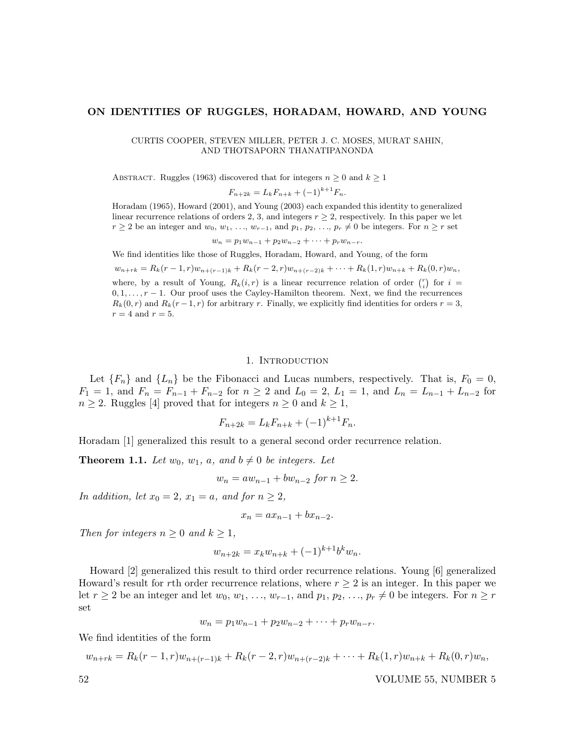# ON IDENTITIES OF RUGGLES, HORADAM, HOWARD, AND YOUNG

CURTIS COOPER, STEVEN MILLER, PETER J. C. MOSES, MURAT SAHIN, AND THOTSAPORN THANATIPANONDA

Abstract. Ruggles (1963) discovered that for integers $n \geq 0$ and $k \geq 1$

$$F_{n+2k} = L_k F_{n+k} + (-1)^{k+1} F_n.$$

Horadam (1965), Howard (2001), and Young (2003) each expanded this identity to generalized linear recurrence relations of orders 2, 3, and integers $r \geq 2$, respectively. In this paper we let $r \geq 2$ be an integer and $w_0, w_1, \ldots, w_{r-1}$, and $p_1, p_2, \ldots, p_r \neq 0$ be integers. For $n \geq r$ set

$$w_n = p_1 w_{n-1} + p_2 w_{n-2} + \cdots + p_r w_{n-r}.$$

We find identities like those of Ruggles, Horadam, Howard, and Young, of the form

$$w_{n+rk} = R_k(r-1,r) w_{n+(r-1)k} + R_k(r-2,r) w_{n+(r-2)k} + \cdots + R_k(1,r) w_{n+k} + R_k(0,r) w_n,$$

where, by a result of Young, $R_k(i,r)$ is a linear recurrence relation of order $\binom{r}{i}$ for $i = 0, 1, \ldots, r-1$. Our proof uses the Cayley-Hamilton theorem. Next, we find the recurrences $R_k(0,r)$ and $R_k(r-1,r)$ for arbitrary $r$. Finally, we explicitly find identities for orders $r = 3$, $r = 4$ and $r = 5$.

## 1. Introduction

Let $\{F_n\}$ and $\{L_n\}$ be the Fibonacci and Lucas numbers, respectively. That is, $F_0 = 0$, $F_1 = 1$, and $F_n = F_{n-1} + F_{n-2}$ for $n \geq 2$ and $L_0 = 2$, $L_1 = 1$, and $L_n = L_{n-1} + L_{n-2}$ for $n \geq 2$. Ruggles [4] proved that for integers $n \geq 0$ and $k \geq 1$,

$$F_{n+2k} = L_k F_{n+k} + (-1)^{k+1} F_n.$$

Horadam [1] generalized this result to a general second order recurrence relation.

**Theorem 1.1.** *Let $w_0$, $w_1$, $a$, and $b \neq 0$ be integers. Let*

$$w_n = a w_{n-1} + b w_{n-2} \text{ for } n \geq 2.$$

*In addition, let $x_0 = 2$, $x_1 = a$, and for $n \geq 2$,*

$$x_n = a x_{n-1} + b x_{n-2}.$$

*Then for integers $n \geq 0$ and $k \geq 1$,*

$$w_{n+2k} = x_k w_{n+k} + (-1)^{k+1} b^k w_n.$$

Howard [2] generalized this result to third order recurrence relations. Young [6] generalized Howard's result for $r$th order recurrence relations, where $r \geq 2$ is an integer. In this paper we let $r \geq 2$ be an integer and let $w_0, w_1, \ldots, w_{r-1}$, and $p_1, p_2, \ldots, p_r \neq 0$ be integers. For $n \geq r$ set

$$w_n = p_1 w_{n-1} + p_2 w_{n-2} + \cdots + p_r w_{n-r}.$$

We find identities of the form

$$w_{n+rk} = R_k(r-1,r) w_{n+(r-1)k} + R_k(r-2,r) w_{n+(r-2)k} + \cdots + R_k(1,r) w_{n+k} + R_k(0,r) w_n,$$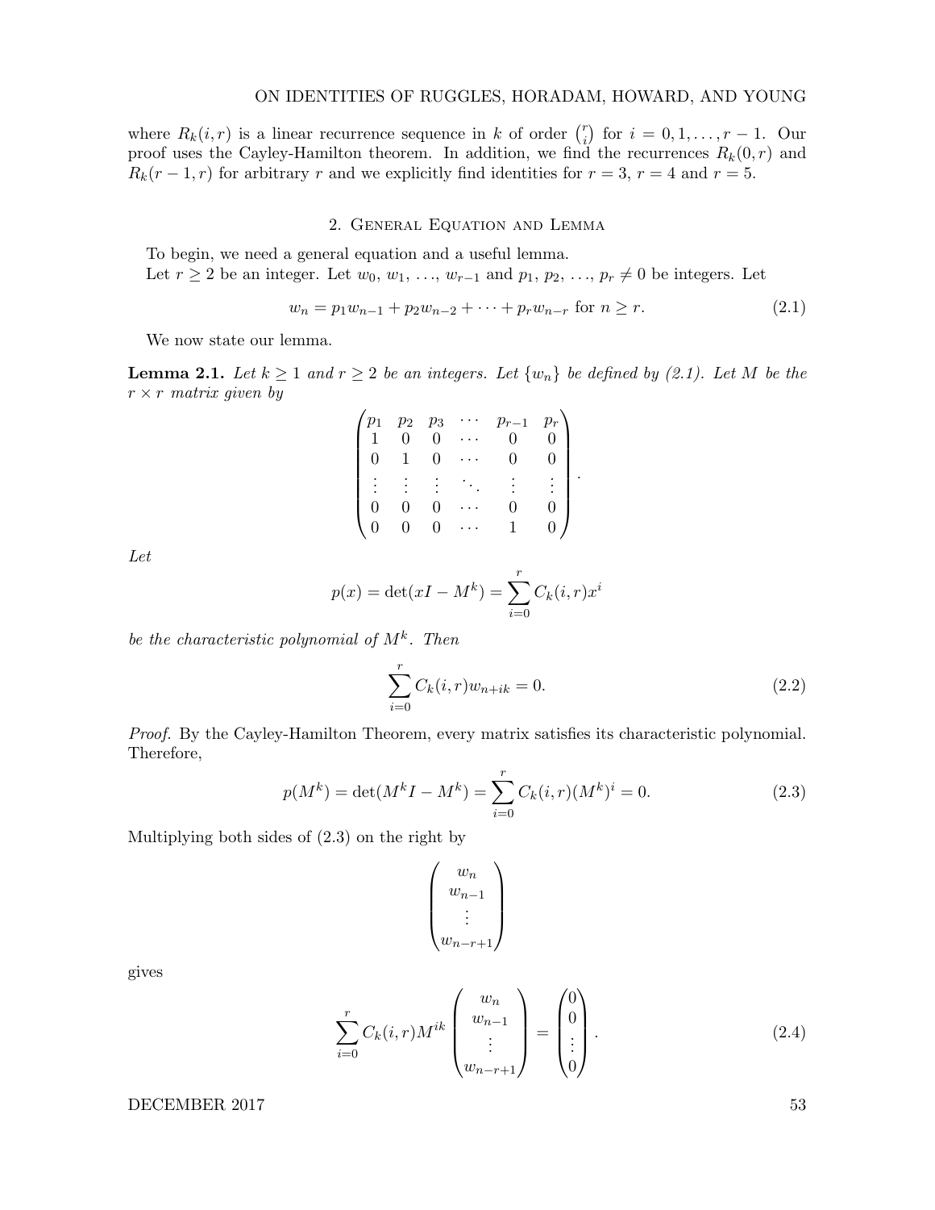where $R_k(i, r)$ is a linear recurrence sequence in $k$ of order $\binom{r}{i}$ for $i = 0, 1, \ldots, r-1$. Our proof uses the Cayley-Hamilton theorem. In addition, we find the recurrences $R_k(0, r)$ and $R_k(r-1, r)$ for arbitrary $r$ and we explicitly find identities for $r = 3$, $r = 4$ and $r = 5$.

## 2. General Equation and Lemma

To begin, we need a general equation and a useful lemma.

Let $r \geq 2$ be an integer. Let $w_0, w_1, \ldots, w_{r-1}$ and $p_1, p_2, \ldots, p_r \neq 0$ be integers. Let

$$w_n = p_1 w_{n-1} + p_2 w_{n-2} + \cdots + p_r w_{n-r} \text{ for } n \geq r. \tag{2.1}$$

We now state our lemma.

**Lemma 2.1.** *Let $k \geq 1$ and $r \geq 2$ be an integers. Let $\{w_n\}$ be defined by (2.1). Let $M$ be the $r \times r$ matrix given by*

$$\begin{pmatrix} p_1 & p_2 & p_3 & \cdots & p_{r-1} & p_r \\ 1 & 0 & 0 & \cdots & 0 & 0 \\ 0 & 1 & 0 & \cdots & 0 & 0 \\ \vdots & \vdots & \vdots & \ddots & \vdots & \vdots \\ 0 & 0 & 0 & \cdots & 0 & 0 \\ 0 & 0 & 0 & \cdots & 1 & 0 \end{pmatrix}.$$

*Let*

$$p(x) = \det(xI - M^k) = \sum_{i=0}^{r} C_k(i, r) x^i$$

*be the characteristic polynomial of $M^k$. Then*

$$\sum_{i=0}^{r} C_k(i, r) w_{n+ik} = 0. \tag{2.2}$$

*Proof.* By the Cayley-Hamilton Theorem, every matrix satisfies its characteristic polynomial. Therefore,

$$p(M^k) = \det(M^k I - M^k) = \sum_{i=0}^{r} C_k(i, r)(M^k)^i = 0. \tag{2.3}$$

Multiplying both sides of (2.3) on the right by

$$\begin{pmatrix} w_n \\ w_{n-1} \\ \vdots \\ w_{n-r+1} \end{pmatrix}$$

gives

$$\sum_{i=0}^{r} C_k(i, r) M^{ik} \begin{pmatrix} w_n \\ w_{n-1} \\ \vdots \\ w_{n-r+1} \end{pmatrix} = \begin{pmatrix} 0 \\ 0 \\ \vdots \\ 0 \end{pmatrix}. \tag{2.4}$$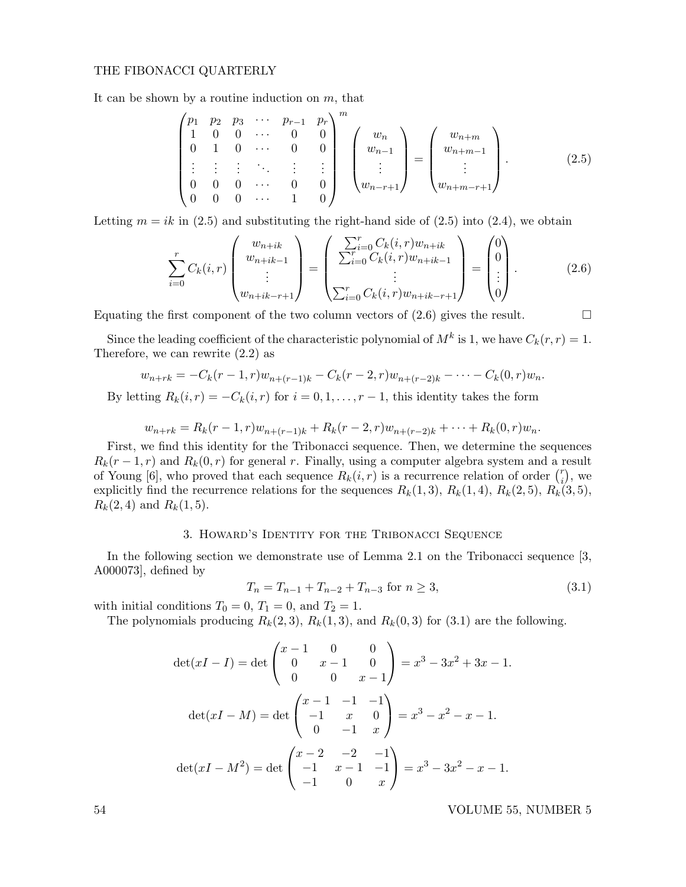It can be shown by a routine induction on $m$, that

$$\begin{pmatrix} p_1 & p_2 & p_3 & \cdots & p_{r-1} & p_r \\ 1 & 0 & 0 & \cdots & 0 & 0 \\ 0 & 1 & 0 & \cdots & 0 & 0 \\ \vdots & \vdots & \vdots & \ddots & \vdots & \vdots \\ 0 & 0 & 0 & \cdots & 0 & 0 \\ 0 & 0 & 0 & \cdots & 1 & 0 \end{pmatrix}^m \begin{pmatrix} w_n \\ w_{n-1} \\ \vdots \\ w_{n-r+1} \end{pmatrix} = \begin{pmatrix} w_{n+m} \\ w_{n+m-1} \\ \vdots \\ w_{n+m-r+1} \end{pmatrix}. \tag{2.5}$$

Letting $m = ik$ in (2.5) and substituting the right-hand side of (2.5) into (2.4), we obtain

$$\sum_{i=0}^{r} C_k(i,r) \begin{pmatrix} w_{n+ik} \\ w_{n+ik-1} \\ \vdots \\ w_{n+ik-r+1} \end{pmatrix} = \begin{pmatrix} \sum_{i=0}^{r} C_k(i,r) w_{n+ik} \\ \sum_{i=0}^{r} C_k(i,r) w_{n+ik-1} \\ \vdots \\ \sum_{i=0}^{r} C_k(i,r) w_{n+ik-r+1} \end{pmatrix} = \begin{pmatrix} 0 \\ 0 \\ \vdots \\ 0 \end{pmatrix}. \tag{2.6}$$

Equating the first component of the two column vectors of (2.6) gives the result. □

Since the leading coefficient of the characteristic polynomial of $M^k$ is 1, we have $C_k(r,r) = 1$. Therefore, we can rewrite (2.2) as

$$w_{n+rk} = -C_k(r-1,r)w_{n+(r-1)k} - C_k(r-2,r)w_{n+(r-2)k} - \cdots - C_k(0,r)w_n.$$

By letting $R_k(i,r) = -C_k(i,r)$ for $i = 0, 1, \ldots, r-1$, this identity takes the form

$$w_{n+rk} = R_k(r-1,r)w_{n+(r-1)k} + R_k(r-2,r)w_{n+(r-2)k} + \cdots + R_k(0,r)w_n.$$

First, we find this identity for the Tribonacci sequence. Then, we determine the sequences $R_k(r-1,r)$ and $R_k(0,r)$ for general $r$. Finally, using a computer algebra system and a result of Young [6], who proved that each sequence $R_k(i,r)$ is a recurrence relation of order $\binom{r}{i}$, we explicitly find the recurrence relations for the sequences $R_k(1,3)$, $R_k(1,4)$, $R_k(2,5)$, $R_k(3,5)$, $R_k(2,4)$ and $R_k(1,5)$.

## 3. Howard's Identity for the Tribonacci Sequence

In the following section we demonstrate use of Lemma 2.1 on the Tribonacci sequence [3, A000073], defined by

$$T_n = T_{n-1} + T_{n-2} + T_{n-3} \text{ for } n \geq 3, \tag{3.1}$$

with initial conditions $T_0 = 0$, $T_1 = 0$, and $T_2 = 1$.

The polynomials producing $R_k(2,3)$, $R_k(1,3)$, and $R_k(0,3)$ for (3.1) are the following.

$$\det(xI - I) = \det \begin{pmatrix} x-1 & 0 & 0 \\ 0 & x-1 & 0 \\ 0 & 0 & x-1 \end{pmatrix} = x^3 - 3x^2 + 3x - 1.$$

$$\det(xI - M) = \det \begin{pmatrix} x-1 & -1 & -1 \\ -1 & x & 0 \\ 0 & -1 & x \end{pmatrix} = x^3 - x^2 - x - 1.$$

$$\det(xI - M^2) = \det \begin{pmatrix} x-2 & -2 & -1 \\ -1 & x-1 & -1 \\ -1 & 0 & x \end{pmatrix} = x^3 - 3x^2 - x - 1.$$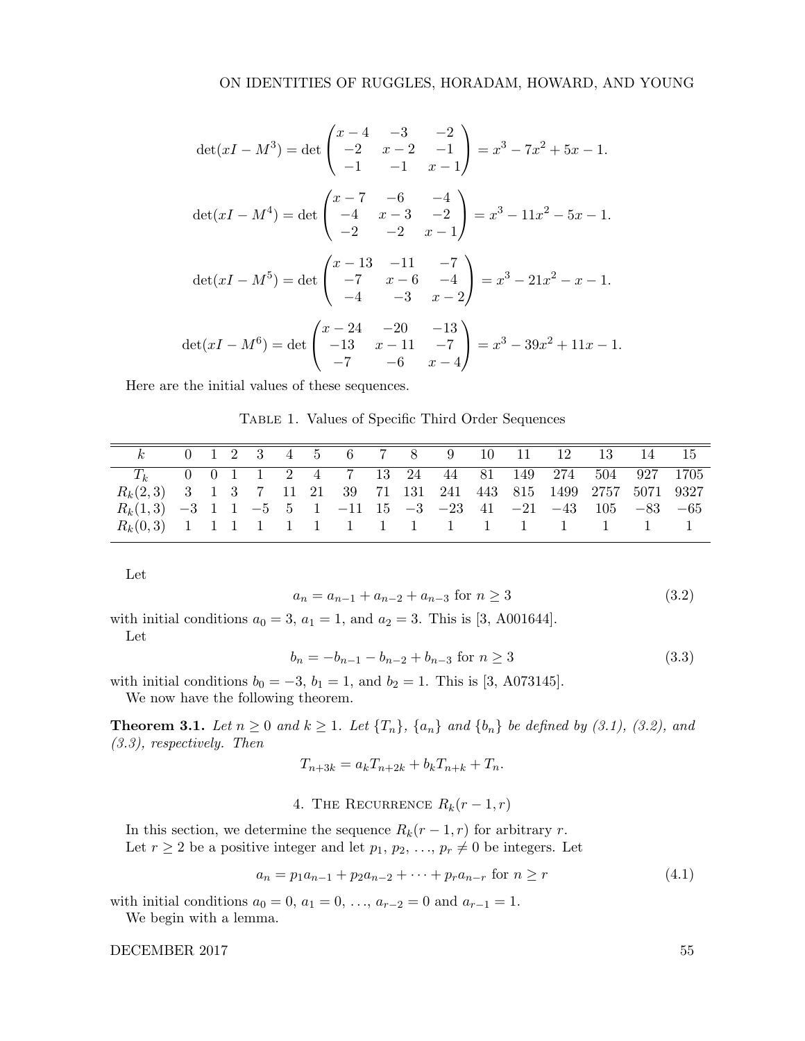$$\det(xI - M^3) = \det \begin{pmatrix} x-4 & -3 & -2 \\ -2 & x-2 & -1 \\ -1 & -1 & x-1 \end{pmatrix} = x^3 - 7x^2 + 5x - 1.$$

$$\det(xI - M^4) = \det \begin{pmatrix} x-7 & -6 & -4 \\ -4 & x-3 & -2 \\ -2 & -2 & x-1 \end{pmatrix} = x^3 - 11x^2 - 5x - 1.$$

$$\det(xI - M^5) = \det \begin{pmatrix} x-13 & -11 & -7 \\ -7 & x-6 & -4 \\ -4 & -3 & x-2 \end{pmatrix} = x^3 - 21x^2 - x - 1.$$

$$\det(xI - M^6) = \det \begin{pmatrix} x-24 & -20 & -13 \\ -13 & x-11 & -7 \\ -7 & -6 & x-4 \end{pmatrix} = x^3 - 39x^2 + 11x - 1.$$

Here are the initial values of these sequences.

Table 1. Values of Specific Third Order Sequences

| $k$ | 0 | 1 | 2 | 3 | 4 | 5 | 6 | 7 | 8 | 9 | 10 | 11 | 12 | 13 | 14 | 15 |
|---|---|---|---|---|---|---|---|---|---|---|---|---|---|---|---|---|
| $T_k$ | 0 | 0 | 1 | 1 | 2 | 4 | 7 | 13 | 24 | 44 | 81 | 149 | 274 | 504 | 927 | 1705 |
| $R_k(2,3)$ | 3 | 1 | 3 | 7 | 11 | 21 | 39 | 71 | 131 | 241 | 443 | 815 | 1499 | 2757 | 5071 | 9327 |
| $R_k(1,3)$ | $-3$ | 1 | 1 | $-5$ | 5 | 1 | $-11$ | 15 | $-3$ | $-23$ | 41 | $-21$ | $-43$ | 105 | $-83$ | $-65$ |
| $R_k(0,3)$ | 1 | 1 | 1 | 1 | 1 | 1 | 1 | 1 | 1 | 1 | 1 | 1 | 1 | 1 | 1 | 1 |

Let

$$a_n = a_{n-1} + a_{n-2} + a_{n-3} \text{ for } n \geq 3 \tag{3.2}$$

with initial conditions $a_0 = 3$, $a_1 = 1$, and $a_2 = 3$. This is [3, A001644].

Let

$$b_n = -b_{n-1} - b_{n-2} + b_{n-3} \text{ for } n \geq 3 \tag{3.3}$$

with initial conditions $b_0 = -3$, $b_1 = 1$, and $b_2 = 1$. This is [3, A073145].

We now have the following theorem.

**Theorem 3.1.** *Let $n \geq 0$ and $k \geq 1$. Let $\{T_n\}$, $\{a_n\}$ and $\{b_n\}$ be defined by (3.1), (3.2), and (3.3), respectively. Then*

$$T_{n+3k} = a_k T_{n+2k} + b_k T_{n+k} + T_n.$$

## 4. The Recurrence $R_k(r-1, r)$

In this section, we determine the sequence $R_k(r-1, r)$ for arbitrary $r$.

Let $r \geq 2$ be a positive integer and let $p_1, p_2, \ldots, p_r \neq 0$ be integers. Let

$$a_n = p_1 a_{n-1} + p_2 a_{n-2} + \cdots + p_r a_{n-r} \text{ for } n \geq r \tag{4.1}$$

with initial conditions $a_0 = 0$, $a_1 = 0$, $\ldots$, $a_{r-2} = 0$ and $a_{r-1} = 1$.

We begin with a lemma.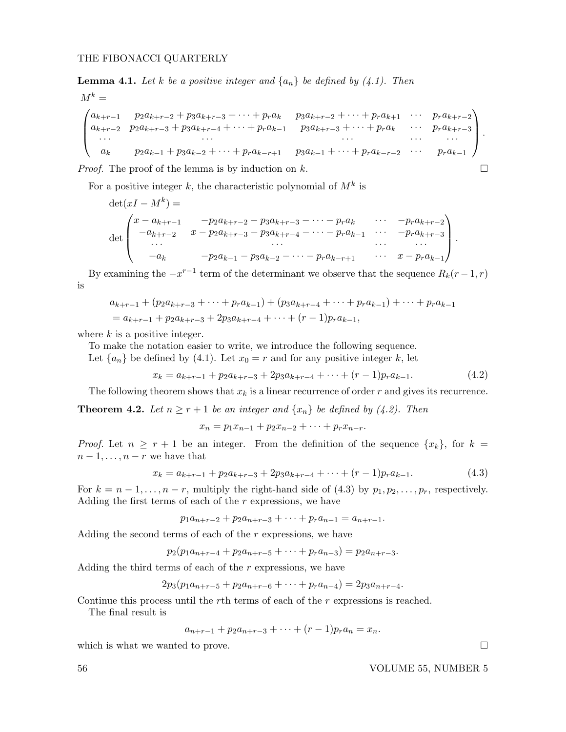**Lemma 4.1.** *Let $k$ be a positive integer and $\{a_n\}$ be defined by (4.1). Then*

$$M^k =$$

$$\begin{pmatrix} a_{k+r-1} & p_2a_{k+r-2}+p_3a_{k+r-3}+\cdots+p_ra_k & p_3a_{k+r-2}+\cdots+p_ra_{k+1} & \cdots & p_ra_{k+r-2} \\ a_{k+r-2} & p_2a_{k+r-3}+p_3a_{k+r-4}+\cdots+p_ra_{k-1} & p_3a_{k+r-3}+\cdots+p_ra_k & \cdots & p_ra_{k+r-3} \\ \cdots & \cdots & \cdots & \cdots & \cdots \\ a_k & p_2a_{k-1}+p_3a_{k-2}+\cdots+p_ra_{k-r+1} & p_3a_{k-1}+\cdots+p_ra_{k-r-2} & \cdots & p_ra_{k-1} \end{pmatrix}.$$

*Proof.* The proof of the lemma is by induction on $k$. □

For a positive integer $k$, the characteristic polynomial of $M^k$ is

$$\det(xI - M^k) =$$

$$\det\begin{pmatrix} x-a_{k+r-1} & -p_2a_{k+r-2}-p_3a_{k+r-3}-\cdots-p_ra_k & \cdots & -p_ra_{k+r-2} \\ -a_{k+r-2} & x-p_2a_{k+r-3}-p_3a_{k+r-4}-\cdots-p_ra_{k-1} & \cdots & -p_ra_{k+r-3} \\ \cdots & \cdots & \cdots & \cdots \\ -a_k & -p_2a_{k-1}-p_3a_{k-2}-\cdots-p_ra_{k-r+1} & \cdots & x-p_ra_{k-1} \end{pmatrix}.$$

By examining the $-x^{r-1}$ term of the determinant we observe that the sequence $R_k(r-1,r)$ is

$$\begin{aligned} &a_{k+r-1} + (p_2a_{k+r-3}+\cdots+p_ra_{k-1}) + (p_3a_{k+r-4}+\cdots+p_ra_{k-1}) + \cdots + p_ra_{k-1} \\ &= a_{k+r-1} + p_2a_{k+r-3} + 2p_3a_{k+r-4} + \cdots + (r-1)p_ra_{k-1}, \end{aligned}$$

where $k$ is a positive integer.

To make the notation easier to write, we introduce the following sequence.

Let $\{a_n\}$ be defined by (4.1). Let $x_0 = r$ and for any positive integer $k$, let

$$x_k = a_{k+r-1} + p_2a_{k+r-3} + 2p_3a_{k+r-4} + \cdots + (r-1)p_ra_{k-1}. \tag{4.2}$$

The following theorem shows that $x_k$ is a linear recurrence of order $r$ and gives its recurrence.

**Theorem 4.2.** *Let $n \geq r+1$ be an integer and $\{x_n\}$ be defined by (4.2). Then*

$$x_n = p_1x_{n-1} + p_2x_{n-2} + \cdots + p_rx_{n-r}.$$

*Proof.* Let $n \geq r+1$ be an integer. From the definition of the sequence $\{x_k\}$, for $k = n-1, \ldots, n-r$ we have that

$$x_k = a_{k+r-1} + p_2a_{k+r-3} + 2p_3a_{k+r-4} + \cdots + (r-1)p_ra_{k-1}. \tag{4.3}$$

For $k = n-1, \ldots, n-r$, multiply the right-hand side of (4.3) by $p_1, p_2, \ldots, p_r$, respectively. Adding the first terms of each of the $r$ expressions, we have

$$p_1a_{n+r-2} + p_2a_{n+r-3} + \cdots + p_ra_{n-1} = a_{n+r-1}.$$

Adding the second terms of each of the $r$ expressions, we have

$$p_2(p_1a_{n+r-4} + p_2a_{n+r-5} + \cdots + p_ra_{n-3}) = p_2a_{n+r-3}.$$

Adding the third terms of each of the $r$ expressions, we have

$$2p_3(p_1a_{n+r-5} + p_2a_{n+r-6} + \cdots + p_ra_{n-4}) = 2p_3a_{n+r-4}.$$

Continue this process until the $r$th terms of each of the $r$ expressions is reached.

The final result is

$$a_{n+r-1} + p_2a_{n+r-3} + \cdots + (r-1)p_ra_n = x_n.$$

which is what we wanted to prove. □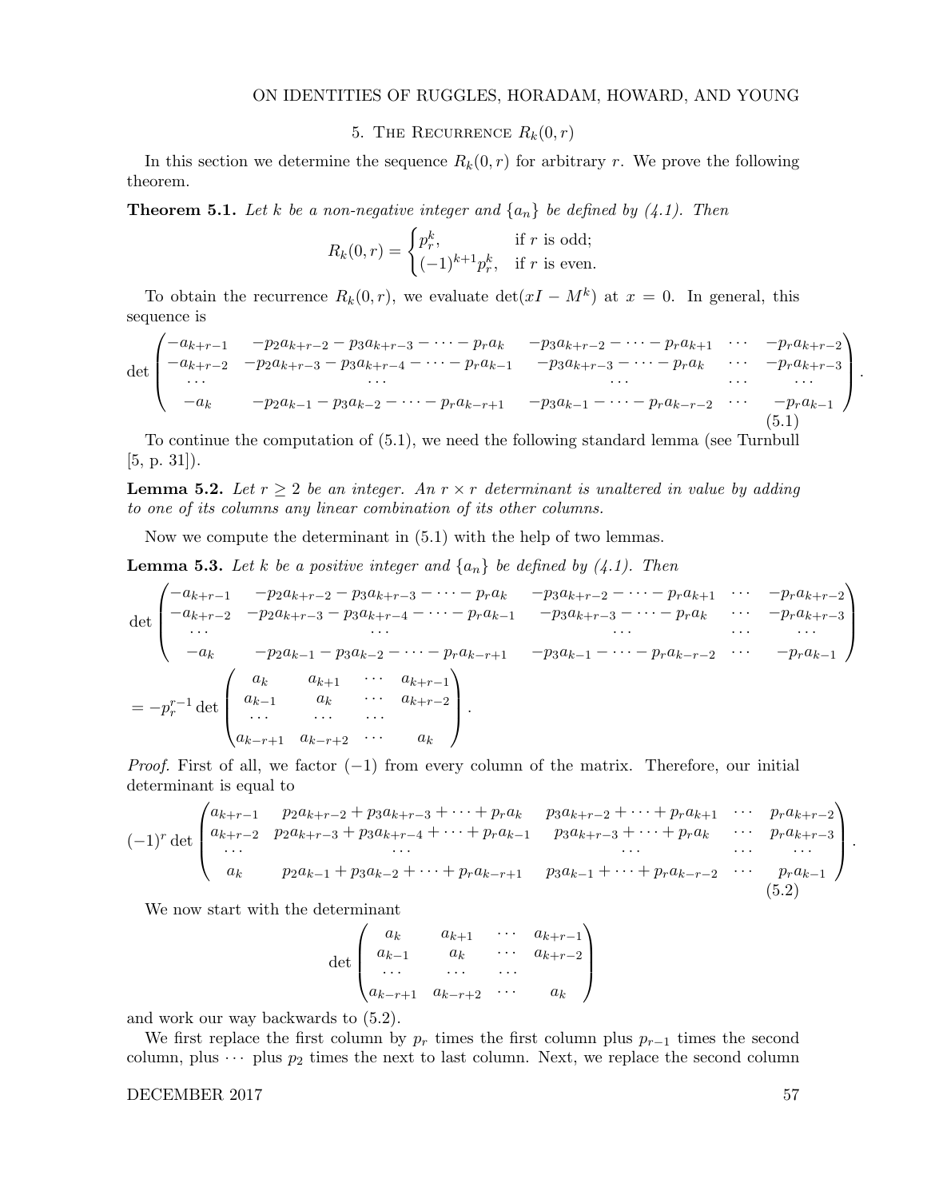## 5. The Recurrence $R_k(0,r)$

In this section we determine the sequence $R_k(0,r)$ for arbitrary $r$. We prove the following theorem.

**Theorem 5.1.** *Let $k$ be a non-negative integer and $\{a_n\}$ be defined by (4.1). Then*

$$R_k(0,r) = \begin{cases} p_r^k, & \text{if } r \text{ is odd;} \\ (-1)^{k+1}p_r^k, & \text{if } r \text{ is even.} \end{cases}$$

To obtain the recurrence $R_k(0,r)$, we evaluate $\det(xI - M^k)$ at $x = 0$. In general, this sequence is

$$\det \begin{pmatrix} -a_{k+r-1} & -p_2a_{k+r-2} - p_3a_{k+r-3} - \cdots - p_ra_k & -p_3a_{k+r-2} - \cdots - p_ra_{k+1} & \cdots & -p_ra_{k+r-2} \\ -a_{k+r-2} & -p_2a_{k+r-3} - p_3a_{k+r-4} - \cdots - p_ra_{k-1} & -p_3a_{k+r-3} - \cdots - p_ra_k & \cdots & -p_ra_{k+r-3} \\ \cdots & \cdots & \cdots & \cdots & \cdots \\ -a_k & -p_2a_{k-1} - p_3a_{k-2} - \cdots - p_ra_{k-r+1} & -p_3a_{k-1} - \cdots - p_ra_{k-r-2} & \cdots & -p_ra_{k-1} \end{pmatrix}. \tag{5.1}$$

To continue the computation of (5.1), we need the following standard lemma (see Turnbull [5, p. 31]).

**Lemma 5.2.** *Let $r \geq 2$ be an integer. An $r \times r$ determinant is unaltered in value by adding to one of its columns any linear combination of its other columns.*

Now we compute the determinant in (5.1) with the help of two lemmas.

**Lemma 5.3.** *Let $k$ be a positive integer and $\{a_n\}$ be defined by (4.1). Then*

$$\det \begin{pmatrix} -a_{k+r-1} & -p_2a_{k+r-2} - p_3a_{k+r-3} - \cdots - p_ra_k & -p_3a_{k+r-2} - \cdots - p_ra_{k+1} & \cdots & -p_ra_{k+r-2} \\ -a_{k+r-2} & -p_2a_{k+r-3} - p_3a_{k+r-4} - \cdots - p_ra_{k-1} & -p_3a_{k+r-3} - \cdots - p_ra_k & \cdots & -p_ra_{k+r-3} \\ \cdots & \cdots & \cdots & \cdots & \cdots \\ -a_k & -p_2a_{k-1} - p_3a_{k-2} - \cdots - p_ra_{k-r+1} & -p_3a_{k-1} - \cdots - p_ra_{k-r-2} & \cdots & -p_ra_{k-1} \end{pmatrix}$$

$$= -p_r^{r-1} \det \begin{pmatrix} a_k & a_{k+1} & \cdots & a_{k+r-1} \\ a_{k-1} & a_k & \cdots & a_{k+r-2} \\ \cdots & \cdots & \cdots & \\ a_{k-r+1} & a_{k-r+2} & \cdots & a_k \end{pmatrix}.$$

*Proof.* First of all, we factor $(-1)$ from every column of the matrix. Therefore, our initial determinant is equal to

$$(-1)^r \det \begin{pmatrix} a_{k+r-1} & p_2a_{k+r-2} + p_3a_{k+r-3} + \cdots + p_ra_k & p_3a_{k+r-2} + \cdots + p_ra_{k+1} & \cdots & p_ra_{k+r-2} \\ a_{k+r-2} & p_2a_{k+r-3} + p_3a_{k+r-4} + \cdots + p_ra_{k-1} & p_3a_{k+r-3} + \cdots + p_ra_k & \cdots & p_ra_{k+r-3} \\ \cdots & \cdots & \cdots & \cdots & \cdots \\ a_k & p_2a_{k-1} + p_3a_{k-2} + \cdots + p_ra_{k-r+1} & p_3a_{k-1} + \cdots + p_ra_{k-r-2} & \cdots & p_ra_{k-1} \end{pmatrix}. \tag{5.2}$$

We now start with the determinant

$$\det \begin{pmatrix} a_k & a_{k+1} & \cdots & a_{k+r-1} \\ a_{k-1} & a_k & \cdots & a_{k+r-2} \\ \cdots & \cdots & \cdots & \\ a_{k-r+1} & a_{k-r+2} & \cdots & a_k \end{pmatrix}$$

and work our way backwards to (5.2).

We first replace the first column by $p_r$ times the first column plus $p_{r-1}$ times the second column, plus $\cdots$ plus $p_2$ times the next to last column. Next, we replace the second column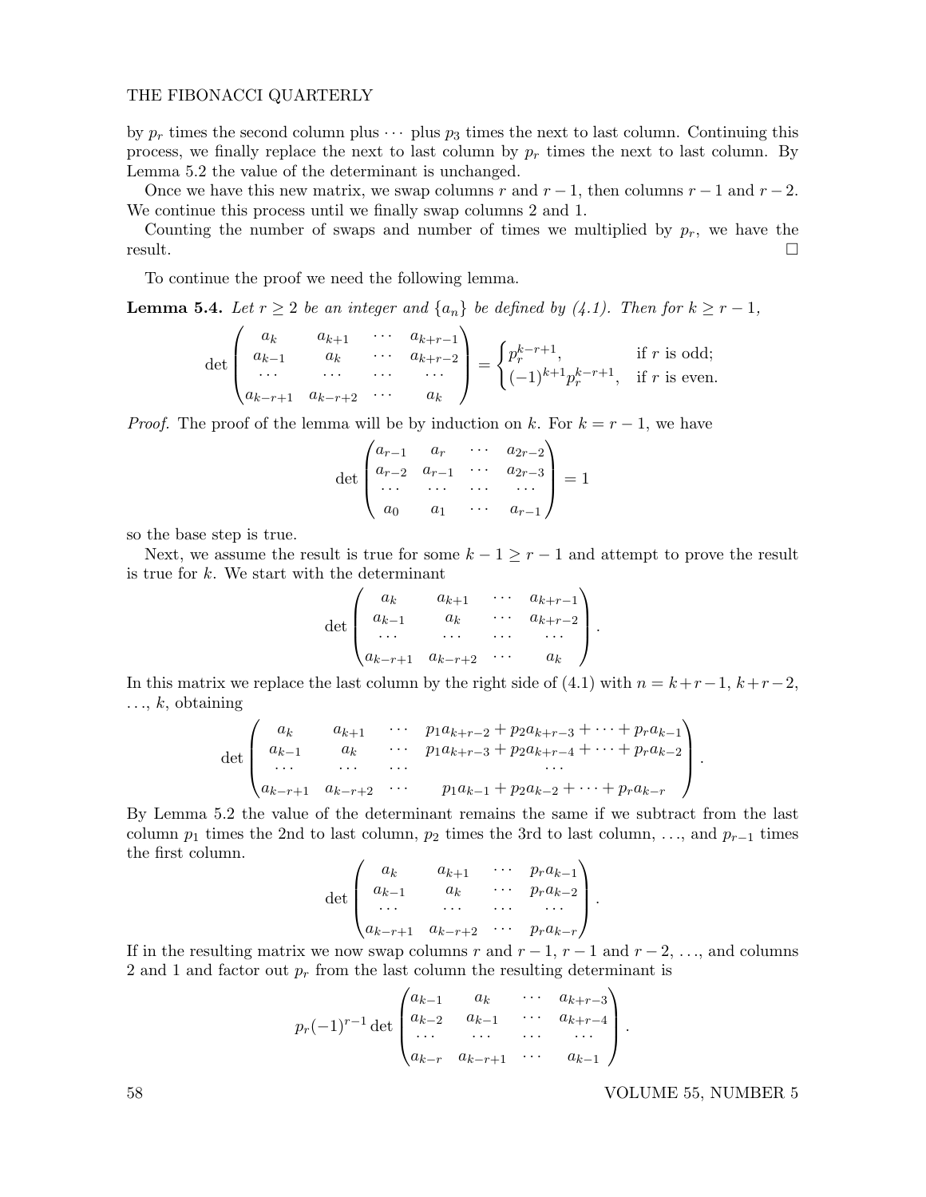by $p_r$ times the second column plus $\cdots$ plus $p_3$ times the next to last column. Continuing this process, we finally replace the next to last column by $p_r$ times the next to last column. By Lemma 5.2 the value of the determinant is unchanged.

Once we have this new matrix, we swap columns $r$ and $r-1$, then columns $r-1$ and $r-2$. We continue this process until we finally swap columns 2 and 1.

Counting the number of swaps and number of times we multiplied by $p_r$, we have the result. $\square$

To continue the proof we need the following lemma.

**Lemma 5.4.** *Let $r \geq 2$ be an integer and $\{a_n\}$ be defined by (4.1). Then for $k \geq r-1$,*

$$\det \begin{pmatrix} a_k & a_{k+1} & \cdots & a_{k+r-1} \\ a_{k-1} & a_k & \cdots & a_{k+r-2} \\ \cdots & \cdots & \cdots & \cdots \\ a_{k-r+1} & a_{k-r+2} & \cdots & a_k \end{pmatrix} = \begin{cases} p_r^{k-r+1}, & \text{if } r \text{ is odd;} \\ (-1)^{k+1} p_r^{k-r+1}, & \text{if } r \text{ is even.} \end{cases}$$

*Proof.* The proof of the lemma will be by induction on $k$. For $k = r-1$, we have

$$\det \begin{pmatrix} a_{r-1} & a_r & \cdots & a_{2r-2} \\ a_{r-2} & a_{r-1} & \cdots & a_{2r-3} \\ \cdots & \cdots & \cdots & \cdots \\ a_0 & a_1 & \cdots & a_{r-1} \end{pmatrix} = 1$$

so the base step is true.

Next, we assume the result is true for some $k-1 \geq r-1$ and attempt to prove the result is true for $k$. We start with the determinant

$$\det \begin{pmatrix} a_k & a_{k+1} & \cdots & a_{k+r-1} \\ a_{k-1} & a_k & \cdots & a_{k+r-2} \\ \cdots & \cdots & \cdots & \cdots \\ a_{k-r+1} & a_{k-r+2} & \cdots & a_k \end{pmatrix}.$$

In this matrix we replace the last column by the right side of (4.1) with $n = k+r-1, k+r-2, \ldots, k$, obtaining

$$\det \begin{pmatrix} a_k & a_{k+1} & \cdots & p_1 a_{k+r-2} + p_2 a_{k+r-3} + \cdots + p_r a_{k-1} \\ a_{k-1} & a_k & \cdots & p_1 a_{k+r-3} + p_2 a_{k+r-4} + \cdots + p_r a_{k-2} \\ \cdots & \cdots & \cdots & \cdots \\ a_{k-r+1} & a_{k-r+2} & \cdots & p_1 a_{k-1} + p_2 a_{k-2} + \cdots + p_r a_{k-r} \end{pmatrix}.$$

By Lemma 5.2 the value of the determinant remains the same if we subtract from the last column $p_1$ times the 2nd to last column, $p_2$ times the 3rd to last column, $\ldots$, and $p_{r-1}$ times the first column.

$$\det \begin{pmatrix} a_k & a_{k+1} & \cdots & p_r a_{k-1} \\ a_{k-1} & a_k & \cdots & p_r a_{k-2} \\ \cdots & \cdots & \cdots & \cdots \\ a_{k-r+1} & a_{k-r+2} & \cdots & p_r a_{k-r} \end{pmatrix}.$$

If in the resulting matrix we now swap columns $r$ and $r-1$, $r-1$ and $r-2$, $\ldots$, and columns 2 and 1 and factor out $p_r$ from the last column the resulting determinant is

$$p_r(-1)^{r-1} \det \begin{pmatrix} a_{k-1} & a_k & \cdots & a_{k+r-3} \\ a_{k-2} & a_{k-1} & \cdots & a_{k+r-4} \\ \cdots & \cdots & \cdots & \cdots \\ a_{k-r} & a_{k-r+1} & \cdots & a_{k-1} \end{pmatrix}.$$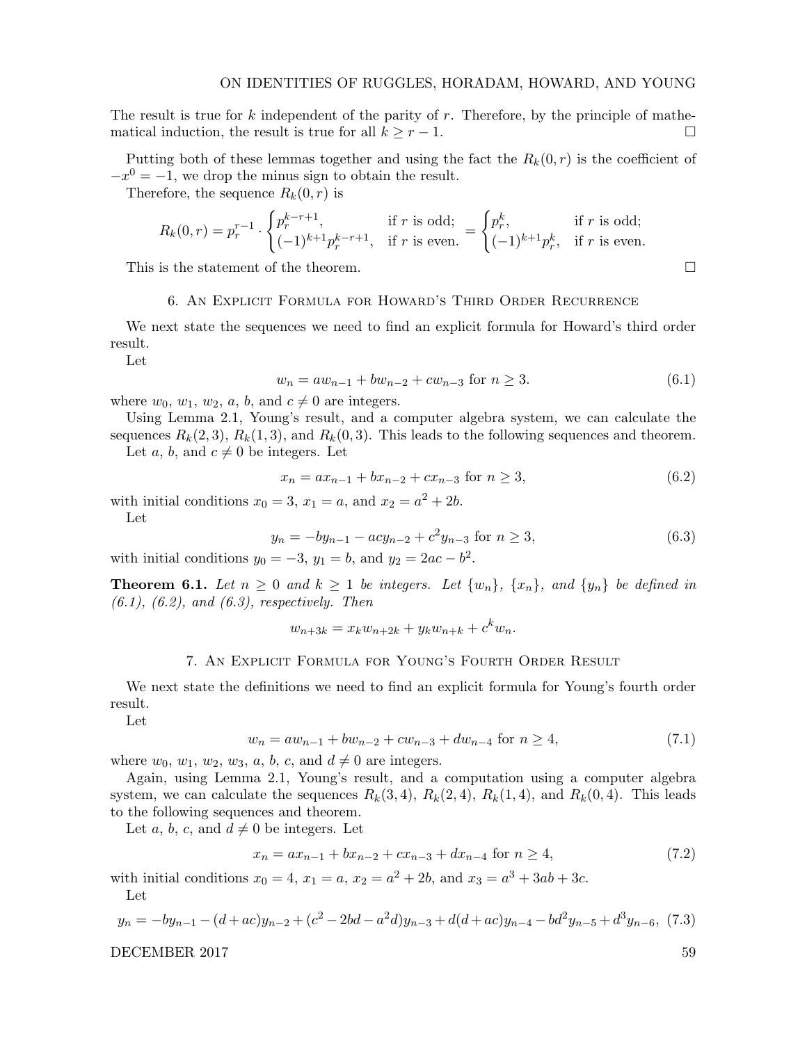The result is true for $k$ independent of the parity of $r$. Therefore, by the principle of mathematical induction, the result is true for all $k \geq r-1$. $\square$

Putting both of these lemmas together and using the fact the $R_k(0,r)$ is the coefficient of $-x^0 = -1$, we drop the minus sign to obtain the result.

Therefore, the sequence $R_k(0,r)$ is

$$R_k(0,r) = p_r^{r-1} \cdot \begin{cases} p_r^{k-r+1}, & \text{if } r \text{ is odd;} \\ (-1)^{k+1} p_r^{k-r+1}, & \text{if } r \text{ is even.} \end{cases} = \begin{cases} p_r^{k}, & \text{if } r \text{ is odd;} \\ (-1)^{k+1} p_r^{k}, & \text{if } r \text{ is even.} \end{cases}$$

This is the statement of the theorem. $\square$

## 6. An Explicit Formula for Howard's Third Order Recurrence

We next state the sequences we need to find an explicit formula for Howard's third order result.

Let

$$w_n = aw_{n-1} + bw_{n-2} + cw_{n-3} \text{ for } n \geq 3. \tag{6.1}$$

where $w_0$, $w_1$, $w_2$, $a$, $b$, and $c \neq 0$ are integers.

Using Lemma 2.1, Young's result, and a computer algebra system, we can calculate the sequences $R_k(2,3)$, $R_k(1,3)$, and $R_k(0,3)$. This leads to the following sequences and theorem.

Let $a$, $b$, and $c \neq 0$ be integers. Let

$$x_n = ax_{n-1} + bx_{n-2} + cx_{n-3} \text{ for } n \geq 3, \tag{6.2}$$

with initial conditions $x_0 = 3$, $x_1 = a$, and $x_2 = a^2 + 2b$.

Let

$$y_n = -by_{n-1} - acy_{n-2} + c^2 y_{n-3} \text{ for } n \geq 3, \tag{6.3}$$

with initial conditions $y_0 = -3$, $y_1 = b$, and $y_2 = 2ac - b^2$.

**Theorem 6.1.** *Let $n \geq 0$ and $k \geq 1$ be integers. Let $\{w_n\}$, $\{x_n\}$, and $\{y_n\}$ be defined in (6.1), (6.2), and (6.3), respectively. Then*

$$w_{n+3k} = x_k w_{n+2k} + y_k w_{n+k} + c^k w_n.$$

## 7. An Explicit Formula for Young's Fourth Order Result

We next state the definitions we need to find an explicit formula for Young's fourth order result.

Let

$$w_n = aw_{n-1} + bw_{n-2} + cw_{n-3} + dw_{n-4} \text{ for } n \geq 4, \tag{7.1}$$

where $w_0$, $w_1$, $w_2$, $w_3$, $a$, $b$, $c$, and $d \neq 0$ are integers.

Again, using Lemma 2.1, Young's result, and a computation using a computer algebra system, we can calculate the sequences $R_k(3,4)$, $R_k(2,4)$, $R_k(1,4)$, and $R_k(0,4)$. This leads to the following sequences and theorem.

Let $a$, $b$, $c$, and $d \neq 0$ be integers. Let

$$x_n = ax_{n-1} + bx_{n-2} + cx_{n-3} + dx_{n-4} \text{ for } n \geq 4, \tag{7.2}$$

with initial conditions $x_0 = 4$, $x_1 = a$, $x_2 = a^2 + 2b$, and $x_3 = a^3 + 3ab + 3c$.

Let

$$y_n = -by_{n-1} - (d+ac)y_{n-2} + (c^2 - 2bd - a^2 d)y_{n-3} + d(d+ac)y_{n-4} - bd^2 y_{n-5} + d^3 y_{n-6}, \tag{7.3}$$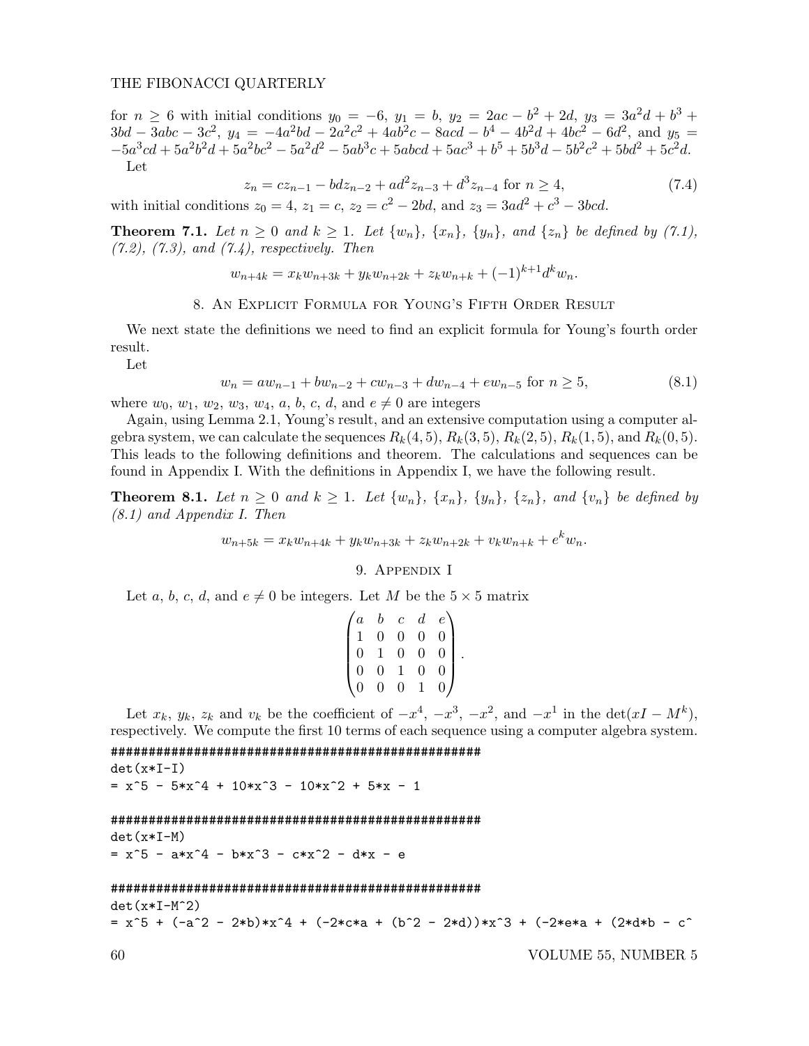for $n \geq 6$ with initial conditions $y_0 = -6$, $y_1 = b$, $y_2 = 2ac - b^2 + 2d$, $y_3 = 3a^2d + b^3 + 3bd - 3abc - 3c^2$, $y_4 = -4a^2bd - 2a^2c^2 + 4ab^2c - 8acd - b^4 - 4b^2d + 4bc^2 - 6d^2$, and $y_5 = -5a^3cd + 5a^2b^2d + 5a^2bc^2 - 5a^2d^2 - 5ab^3c + 5abcd + 5ac^3 + b^5 + 5b^3d - 5b^2c^2 + 5bd^2 + 5c^2d$.

Let

$$z_n = cz_{n-1} - bdz_{n-2} + ad^2z_{n-3} + d^3z_{n-4} \text{ for } n \geq 4, \tag{7.4}$$

with initial conditions $z_0 = 4$, $z_1 = c$, $z_2 = c^2 - 2bd$, and $z_3 = 3ad^2 + c^3 - 3bcd$.

**Theorem 7.1.** *Let $n \geq 0$ and $k \geq 1$. Let $\{w_n\}$, $\{x_n\}$, $\{y_n\}$, and $\{z_n\}$ be defined by (7.1), (7.2), (7.3), and (7.4), respectively. Then*

$$w_{n+4k} = x_kw_{n+3k} + y_kw_{n+2k} + z_kw_{n+k} + (-1)^{k+1}d^kw_n.$$

## 8. An Explicit Formula for Young's Fifth Order Result

We next state the definitions we need to find an explicit formula for Young's fourth order result.

Let

$$w_n = aw_{n-1} + bw_{n-2} + cw_{n-3} + dw_{n-4} + ew_{n-5} \text{ for } n \geq 5, \tag{8.1}$$

where $w_0$, $w_1$, $w_2$, $w_3$, $w_4$, $a$, $b$, $c$, $d$, and $e \neq 0$ are integers

Again, using Lemma 2.1, Young's result, and an extensive computation using a computer algebra system, we can calculate the sequences $R_k(4, 5)$, $R_k(3, 5)$, $R_k(2, 5)$, $R_k(1, 5)$, and $R_k(0, 5)$. This leads to the following definitions and theorem. The calculations and sequences can be found in Appendix I. With the definitions in Appendix I, we have the following result.

**Theorem 8.1.** *Let $n \geq 0$ and $k \geq 1$. Let $\{w_n\}$, $\{x_n\}$, $\{y_n\}$, $\{z_n\}$, and $\{v_n\}$ be defined by (8.1) and Appendix I. Then*

$$w_{n+5k} = x_kw_{n+4k} + y_kw_{n+3k} + z_kw_{n+2k} + v_kw_{n+k} + e^kw_n.$$

## 9. Appendix I

Let $a$, $b$, $c$, $d$, and $e \neq 0$ be integers. Let $M$ be the $5 \times 5$ matrix

$$\begin{pmatrix} a & b & c & d & e \\ 1 & 0 & 0 & 0 & 0 \\ 0 & 1 & 0 & 0 & 0 \\ 0 & 0 & 1 & 0 & 0 \\ 0 & 0 & 0 & 1 & 0 \end{pmatrix}.$$

Let $x_k$, $y_k$, $z_k$ and $v_k$ be the coefficient of $-x^4$, $-x^3$, $-x^2$, and $-x^1$ in the $\det(xI - M^k)$, respectively. We compute the first 10 terms of each sequence using a computer algebra system.

```
##################################################
det(x*I-I)
= x^5 - 5*x^4 + 10*x^3 - 10*x^2 + 5*x - 1

##################################################
det(x*I-M)
= x^5 - a*x^4 - b*x^3 - c*x^2 - d*x - e

##################################################
det(x*I-M^2)
= x^5 + (-a^2 - 2*b)*x^4 + (-2*c*a + (b^2 - 2*d))*x^3 + (-2*e*a + (2*d*b - c^
```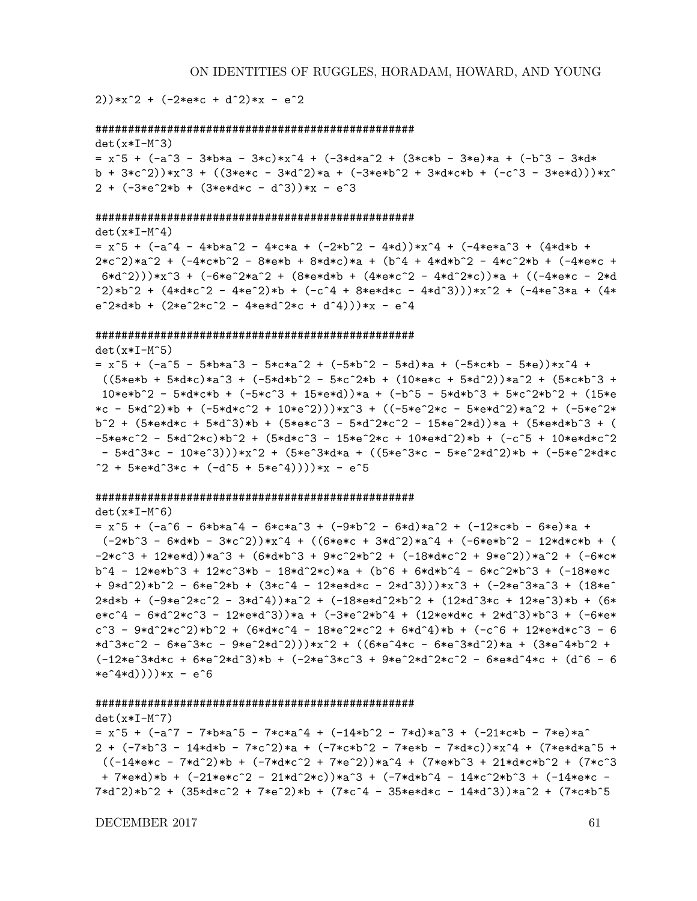```
2))*x^2 + (-2*e*c + d^2)*x - e^2

##################################################
det(x*I-M^3)
= x^5 + (-a^3 - 3*b*a - 3*c)*x^4 + (-3*d*a^2 + (3*c*b - 3*e)*a + (-b^3 - 3*d*
b + 3*c^2))*x^3 + ((3*e*c - 3*d^2)*a + (-3*e*b^2 + 3*d*c*b + (-c^3 - 3*e*d)))*x^
2 + (-3*e^2*b + (3*e*d*c - d^3))*x - e^3

##################################################
det(x*I-M^4)
= x^5 + (-a^4 - 4*b*a^2 - 4*c*a + (-2*b^2 - 4*d))*x^4 + (-4*e*a^3 + (4*d*b +
2*c^2)*a^2 + (-4*c*b^2 - 8*e*b + 8*d*c)*a + (b^4 + 4*d*b^2 - 4*c^2*b + (-4*e*c +
 6*d^2)))*x^3 + (-6*e^2*a^2 + (8*e*d*b + (4*e*c^2 - 4*d^2*c))*a + ((-4*e*c - 2*d
^2)*b^2 + (4*d*c^2 - 4*e^2)*b + (-c^4 + 8*e*d*c - 4*d^3)))*x^2 + (-4*e^3*a + (4*
e^2*d*b + (2*e^2*c^2 - 4*e*d^2*c + d^4)))*x - e^4

##################################################
det(x*I-M^5)
= x^5 + (-a^5 - 5*b*a^3 - 5*c*a^2 + (-5*b^2 - 5*d)*a + (-5*c*b - 5*e))*x^4 +
 ((5*e*b + 5*d*c)*a^3 + (-5*d*b^2 - 5*c^2*b + (10*e*c + 5*d^2))*a^2 + (5*c*b^3 +
 10*e*b^2 - 5*d*c*b + (-5*c^3 + 15*e*d))*a + (-b^5 - 5*d*b^3 + 5*c^2*b^2 + (15*e
*c - 5*d^2)*b + (-5*d*c^2 + 10*e^2)))*x^3 + ((-5*e^2*c - 5*e*d^2)*a^2 + (-5*e^2*
b^2 + (5*e*d*c + 5*d^3)*b + (5*e*c^3 - 5*d^2*c^2 - 15*e^2*d))*a + (5*e*d*b^3 + (
-5*e*c^2 - 5*d^2*c)*b^2 + (5*d*c^3 - 15*e^2*c + 10*e*d^2)*b + (-c^5 + 10*e*d*c^2
 - 5*d^3*c - 10*e^3)))*x^2 + (5*e^3*d*a + ((5*e^3*c - 5*e^2*d^2)*b + (-5*e^2*d*c
^2 + 5*e*d^3*c + (-d^5 + 5*e^4))))*x - e^5

##################################################
det(x*I-M^6)
= x^5 + (-a^6 - 6*b*a^4 - 6*c*a^3 + (-9*b^2 - 6*d)*a^2 + (-12*c*b - 6*e)*a +
 (-2*b^3 - 6*d*b - 3*c^2))*x^4 + ((6*e*c + 3*d^2)*a^4 + (-6*e*b^2 - 12*d*c*b + (
-2*c^3 + 12*e*d))*a^3 + (6*d*b^3 + 9*c^2*b^2 + (-18*d*c^2 + 9*e^2))*a^2 + (-6*c*
b^4 - 12*e*b^3 + 12*c^3*b - 18*d^2*c)*a + (b^6 + 6*d*b^4 - 6*c^2*b^3 + (-18*e*c
+ 9*d^2)*b^2 - 6*e^2*b + (3*c^4 - 12*e*d*c - 2*d^3)))*x^3 + (-2*e^3*a^3 + (18*e^
2*d*b + (-9*e^2*c^2 - 3*d^4))*a^2 + (-18*e*d^2*b^2 + (12*d^3*c + 12*e^3)*b + (6*
e*c^4 - 6*d^2*c^3 - 12*e*d^3))*a + (-3*e^2*b^4 + (12*e*d*c + 2*d^3)*b^3 + (-6*e*
c^3 - 9*d^2*c^2)*b^2 + (6*d*c^4 - 18*e^2*c^2 + 6*d^4)*b + (-c^6 + 12*e*d*c^3 - 6
*d^3*c^2 - 6*e^3*c - 9*e^2*d^2)))*x^2 + ((6*e^4*c - 6*e^3*d^2)*a + (3*e^4*b^2 +
(-12*e^3*d*c + 6*e^2*d^3)*b + (-2*e^3*c^3 + 9*e^2*d^2*c^2 - 6*e*d^4*c + (d^6 - 6
*e^4*d))))*x - e^6

##################################################
det(x*I-M^7)
= x^5 + (-a^7 - 7*b*a^5 - 7*c*a^4 + (-14*b^2 - 7*d)*a^3 + (-21*c*b - 7*e)*a^
2 + (-7*b^3 - 14*d*b - 7*c^2)*a + (-7*c*b^2 - 7*e*b - 7*d*c))*x^4 + (7*e*d*a^5 +
 ((-14*e*c - 7*d^2)*b + (-7*d*c^2 + 7*e^2))*a^4 + (7*e*b^3 + 21*d*c*b^2 + (7*c^3
 + 7*e*d)*b + (-21*e*c^2 - 21*d^2*c))*a^3 + (-7*d*b^4 - 14*c^2*b^3 + (-14*e*c -
7*d^2)*b^2 + (35*d*c^2 + 7*e^2)*b + (7*c^4 - 35*e*d*c - 14*d^3))*a^2 + (7*c*b^5
```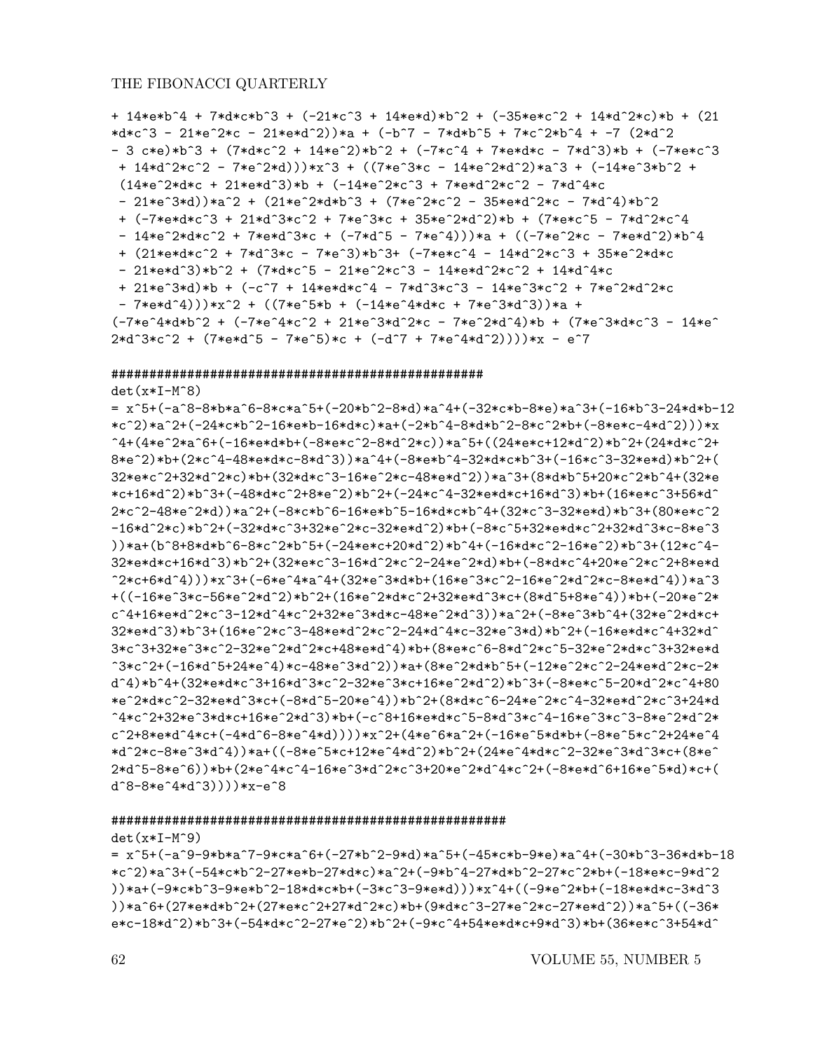```
+ 14*e*b^4 + 7*d*c*b^3 + (-21*c^3 + 14*e*d)*b^2 + (-35*e*c^2 + 14*d^2*c)*b + (21
*d*c^3 - 21*e^2*c - 21*e*d^2))*a + (-b^7 - 7*d*b^5 + 7*c^2*b^4 + -7 (2*d^2
- 3 c*e)*b^3 + (7*d*c^2 + 14*e^2)*b^2 + (-7*c^4 + 7*e*d*c - 7*d^3)*b + (-7*e*c^3
 + 14*d^2*c^2 - 7*e^2*d)))*x^3 + ((7*e^3*c - 14*e^2*d^2)*a^3 + (-14*e^3*b^2 +
 (14*e^2*d*c + 21*e*d^3)*b + (-14*e^2*c^3 + 7*e*d^2*c^2 - 7*d^4*c
 - 21*e^3*d))*a^2 + (21*e^2*d*b^3 + (7*e^2*c^2 - 35*e*d^2*c - 7*d^4)*b^2
 + (-7*e*d*c^3 + 21*d^3*c^2 + 7*e^3*c + 35*e^2*d^2)*b + (7*e*c^5 - 7*d^2*c^4
 - 14*e^2*d*c^2 + 7*e*d^3*c + (-7*d^5 - 7*e^4)))*a + ((-7*e^2*c - 7*e*d^2)*b^4
 + (21*e*d*c^2 + 7*d^3*c - 7*e^3)*b^3+ (-7*e*c^4 - 14*d^2*c^3 + 35*e^2*d*c
 - 21*e*d^3)*b^2 + (7*d*c^5 - 21*e^2*c^3 - 14*e*d^2*c^2 + 14*d^4*c
 + 21*e^3*d)*b + (-c^7 + 14*e*d*c^4 - 7*d^3*c^3 - 14*e^3*c^2 + 7*e^2*d^2*c
 - 7*e*d^4)))*x^2 + ((7*e^5*b + (-14*e^4*d*c + 7*e^3*d^3))*a +
(-7*e^4*d*b^2 + (-7*e^4*c^2 + 21*e^3*d^2*c - 7*e^2*d^4)*b + (7*e^3*d*c^3 - 14*e^
2*d^3*c^2 + (7*e*d^5 - 7*e^5)*c + (-d^7 + 7*e^4*d^2))))*x - e^7

##################################################
det(x*I-M^8)
= x^5+(-a^8-8*b*a^6-8*c*a^5+(-20*b^2-8*d)*a^4+(-32*c*b-8*e)*a^3+(-16*b^3-24*d*b-12
*c^2)*a^2+(-24*c*b^2-16*e*b-16*d*c)*a+(-2*b^4-8*d*b^2-8*c^2*b+(-8*e*c-4*d^2)))*x
^4+(4*e^2*a^6+(-16*e*d*b+(-8*e*c^2-8*d^2*c))*a^5+((24*e*c+12*d^2)*b^2+(24*d*c^2+
8*e^2)*b+(2*c^4-48*e*d*c-8*d^3))*a^4+(-8*e*b^4-32*d*c*b^3+(-16*c^3-32*e*d)*b^2+(
32*e*c^2+32*d^2*c)*b+(32*d*c^3-16*e^2*c-48*e*d^2))*a^3+(8*d*b^5+20*c^2*b^4+(32*e
*c+16*d^2)*b^3+(-48*d*c^2+8*e^2)*b^2+(-24*c^4-32*e*d*c+16*d^3)*b+(16*e*c^3+56*d^
2*c^2-48*e^2*d))*a^2+(-8*c*b^6-16*e*b^5-16*d*c*b^4+(32*c^3-32*e*d)*b^3+(80*e*c^2
-16*d^2*c)*b^2+(-32*d*c^3+32*e^2*c-32*e*d^2)*b+(-8*c^5+32*e*d*c^2+32*d^3*c-8*e^3
))*a+(b^8+8*d*b^6-8*c^2*b^5+(-24*e*c+20*d^2)*b^4+(-16*d*c^2-16*e^2)*b^3+(12*c^4-
32*e*d*c+16*d^3)*b^2+(32*e*c^3-16*d^2*c^2-24*e^2*d)*b+(-8*d*c^4+20*e^2*c^2+8*e*d
^2*c+6*d^4)))*x^3+(-6*e^4*a^4+(32*e^3*d*b+(16*e^3*c^2-16*e^2*d^2*c-8*e*d^4))*a^3
+((-16*e^3*c-56*e^2*d^2)*b^2+(16*e^2*d*c^2+32*e*d^3*c+(8*d^5+8*e^4))*b+(-20*e^2*
c^4+16*e*d^2*c^3-12*d^4*c^2+32*e^3*d*c-48*e^2*d^3))*a^2+(-8*e^3*b^4+(32*e^2*d*c+
32*e*d^3)*b^3+(16*e^2*c^3-48*e*d^2*c^2-24*d^4*c-32*e^3*d)*b^2+(-16*e*d*c^4+32*d^
3*c^3+32*e^3*c^2-32*e^2*d^2*c+48*e*d^4)*b+(8*e*c^6-8*d^2*c^5-32*e^2*d*c^3+32*e*d
^3*c^2+(-16*d^5+24*e^4)*c-48*e^3*d^2))*a+(8*e^2*d*b^5+(-12*e^2*c^2-24*e*d^2*c-2*
d^4)*b^4+(32*e*d*c^3+16*d^3*c^2-32*e^3*c+16*e^2*d^2)*b^3+(-8*e*c^5-20*d^2*c^4+80
*e^2*d*c^2-32*e*d^3*c+(-8*d^5-20*e^4))*b^2+(8*d*c^6-24*e^2*c^4-32*e*d^2*c^3+24*d
^4*c^2+32*e^3*d*c+16*e^2*d^3)*b+(-c^8+16*e*d*c^5-8*d^3*c^4-16*e^3*c^3-8*e^2*d^2*
c^2+8*e*d^4*c+(-4*d^6-8*e^4*d))))*x^2+(4*e^6*a^2+(-16*e^5*d*b+(-8*e^5*c^2+24*e^4
*d^2*c-8*e^3*d^4))*a+((-8*e^5*c+12*e^4*d^2)*b^2+(24*e^4*d*c^2-32*e^3*d^3*c+(8*e^
2*d^5-8*e^6))*b+(2*e^4*c^4-16*e^3*d^2*c^3+20*e^2*d^4*c^2+(-8*e*d^6+16*e^5*d)*c+(
d^8-8*e^4*d^3))))*x-e^8

######################################################
det(x*I-M^9)
= x^5+(-a^9-9*b*a^7-9*c*a^6+(-27*b^2-9*d)*a^5+(-45*c*b-9*e)*a^4+(-30*b^3-36*d*b-18
*c^2)*a^3+(-54*c*b^2-27*e*b-27*d*c)*a^2+(-9*b^4-27*d*b^2-27*c^2*b+(-18*e*c-9*d^2
))*a+(-9*c*b^3-9*e*b^2-18*d*c*b+(-3*c^3-9*e*d)))*x^4+((-9*e^2*b+(-18*e*d*c-3*d^3
))*a^6+(27*e*d*b^2+(27*e*c^2+27*d^2*c)*b+(9*d*c^3-27*e^2*c-27*e*d^2))*a^5+((-36*
e*c-18*d^2)*b^3+(-54*d*c^2-27*e^2)*b^2+(-9*c^4+54*e*d*c+9*d^3)*b+(36*e*c^3+54*d^
```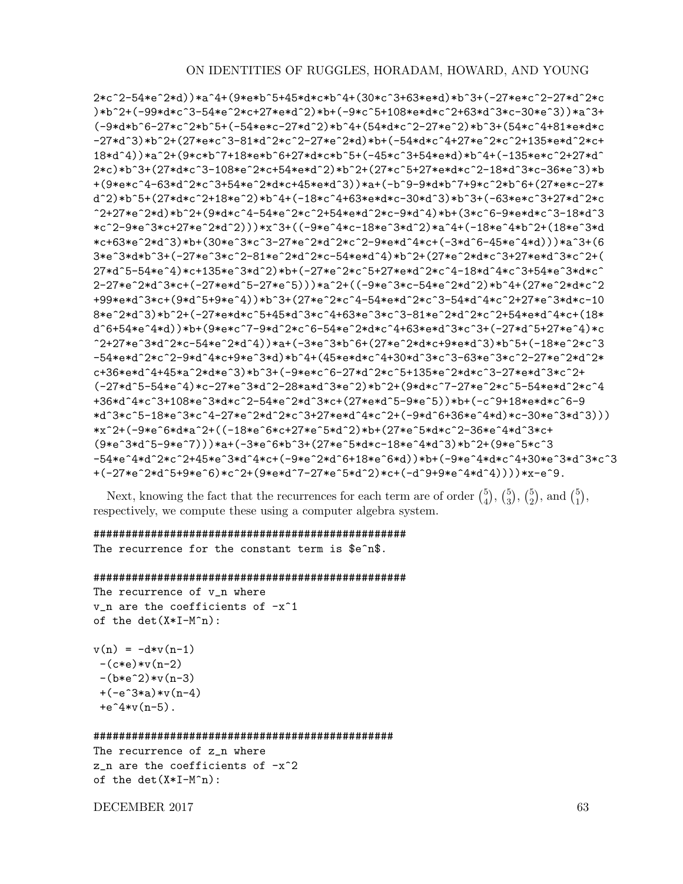```
2*c^2-54*e^2*d))*a^4+(9*e*b^5+45*d*c*b^4+(30*c^3+63*e*d)*b^3+(-27*e*c^2-27*d^2*c
)*b^2+(-99*d*c^3-54*e^2*c+27*e*d^2)*b+(-9*c^5+108*e*d*c^2+63*d^3*c-30*e^3))*a^3+
(-9*d*b^6-27*c^2*b^5+(-54*e*c-27*d^2)*b^4+(54*d*c^2-27*e^2)*b^3+(54*c^4+81*e*d*c
-27*d^3)*b^2+(27*e*c^3-81*d^2*c^2-27*e^2*d)*b+(-54*d*c^4+27*e^2*c^2+135*e*d^2*c+
18*d^4))*a^2+(9*c*b^7+18*e*b^6+27*d*c*b^5+(-45*c^3+54*e*d)*b^4+(-135*e*c^2+27*d^
2*c)*b^3+(27*d*c^3-108*e^2*c+54*e*d^2)*b^2+(27*c^5+27*e*d*c^2-18*d^3*c-36*e^3)*b
+(9*e*c^4-63*d^2*c^3+54*e^2*d*c+45*e*d^3))*a+(-b^9-9*d*b^7+9*c^2*b^6+(27*e*c-27*
d^2)*b^5+(27*d*c^2+18*e^2)*b^4+(-18*c^4+63*e*d*c-30*d^3)*b^3+(-63*e*c^3+27*d^2*c
^2+27*e^2*d)*b^2+(9*d*c^4-54*e^2*c^2+54*e*d^2*c-9*d^4)*b+(3*c^6-9*e*d*c^3-18*d^3
*c^2-9*e^3*c+27*e^2*d^2)))*x^3+((-9*e^4*c-18*e^3*d^2)*a^4+(-18*e^4*b^2+(18*e^3*d
*c+63*e^2*d^3)*b+(30*e^3*c^3-27*e^2*d^2*c^2-9*e*d^4*c+(-3*d^6-45*e^4*d)))*a^3+(6
3*e^3*d*b^3+(-27*e^3*c^2-81*e^2*d^2*c-54*e*d^4)*b^2+(27*e^2*d*c^3+27*e*d^3*c^2+(
27*d^5-54*e^4)*c+135*e^3*d^2)*b+(-27*e^2*c^5+27*e*d^2*c^4-18*d^4*c^3+54*e^3*d*c^
2-27*e^2*d^3*c+(-27*e*d^5-27*e^5)))*a^2+((-9*e^3*c-54*e^2*d^2)*b^4+(27*e^2*d*c^2
+99*e*d^3*c+(9*d^5+9*e^4))*b^3+(27*e^2*c^4-54*e*d^2*c^3-54*d^4*c^2+27*e^3*d*c-10
8*e^2*d^3)*b^2+(-27*e*d*c^5+45*d^3*c^4+63*e^3*c^3-81*e^2*d^2*c^2+54*e*d^4*c+(18*
d^6+54*e^4*d))*b+(9*e*c^7-9*d^2*c^6-54*e^2*d*c^4+63*e*d^3*c^3+(-27*d^5+27*e^4)*c
^2+27*e^3*d^2*c-54*e^2*d^4))*a+(-3*e^3*b^6+(27*e^2*d*c+9*e*d^3)*b^5+(-18*e^2*c^3
-54*e*d^2*c^2-9*d^4*c+9*e^3*d)*b^4+(45*e*d*c^4+30*d^3*c^3-63*e^3*c^2-27*e^2*d^2*
c+36*e*d^4+45*a^2*d*e^3)*b^3+(-9*e*c^6-27*d^2*c^5+135*e^2*d*c^3-27*e*d^3*c^2+
(-27*d^5-54*e^4)*c-27*e^3*d^2-28*a*d^3*e^2)*b^2+(9*d*c^7-27*e^2*c^5-54*e*d^2*c^4
+36*d^4*c^3+108*e^3*d*c^2-54*e^2*d^3*c+(27*e*d^5-9*e^5))*b+(-c^9+18*e*d*c^6-9
*d^3*c^5-18*e^3*c^4-27*e^2*d^2*c^3+27*e*d^4*c^2+(-9*d^6+36*e^4*d)*c-30*e^3*d^3)))
*x^2+(-9*e^6*d*a^2+((-18*e^6*c+27*e^5*d^2)*b+(27*e^5*d*c^2-36*e^4*d^3*c+
(9*e^3*d^5-9*e^7)))*a+(-3*e^6*b^3+(27*e^5*d*c-18*e^4*d^3)*b^2+(9*e^5*c^3
-54*e^4*d^2*c^2+45*e^3*d^4*c+(-9*e^2*d^6+18*e^6*d))*b+(-9*e^4*d*c^4+30*e^3*d^3*c^3
+(-27*e^2*d^5+9*e^6)*c^2+(9*e*d^7-27*e^5*d^2)*c+(-d^9+9*e^4*d^4))))*x-e^9.
```

Next, knowing the fact that the recurrences for each term are of order $\binom{5}{4}$, $\binom{5}{3}$, $\binom{5}{2}$, and $\binom{5}{1}$, respectively, we compute these using a computer algebra system.

```
###################################################
The recurrence for the constant term is $e^n$.

###################################################
The recurrence of v_n where
v_n are the coefficients of -x^1
of the det(X*I-M^n):

v(n) = -d*v(n-1)
 -(c*e)*v(n-2)
 -(b*e^2)*v(n-3)
 +(-e^3*a)*v(n-4)
 +e^4*v(n-5).

################################################
The recurrence of z_n where
z_n are the coefficients of -x^2
of the det(X*I-M^n):
```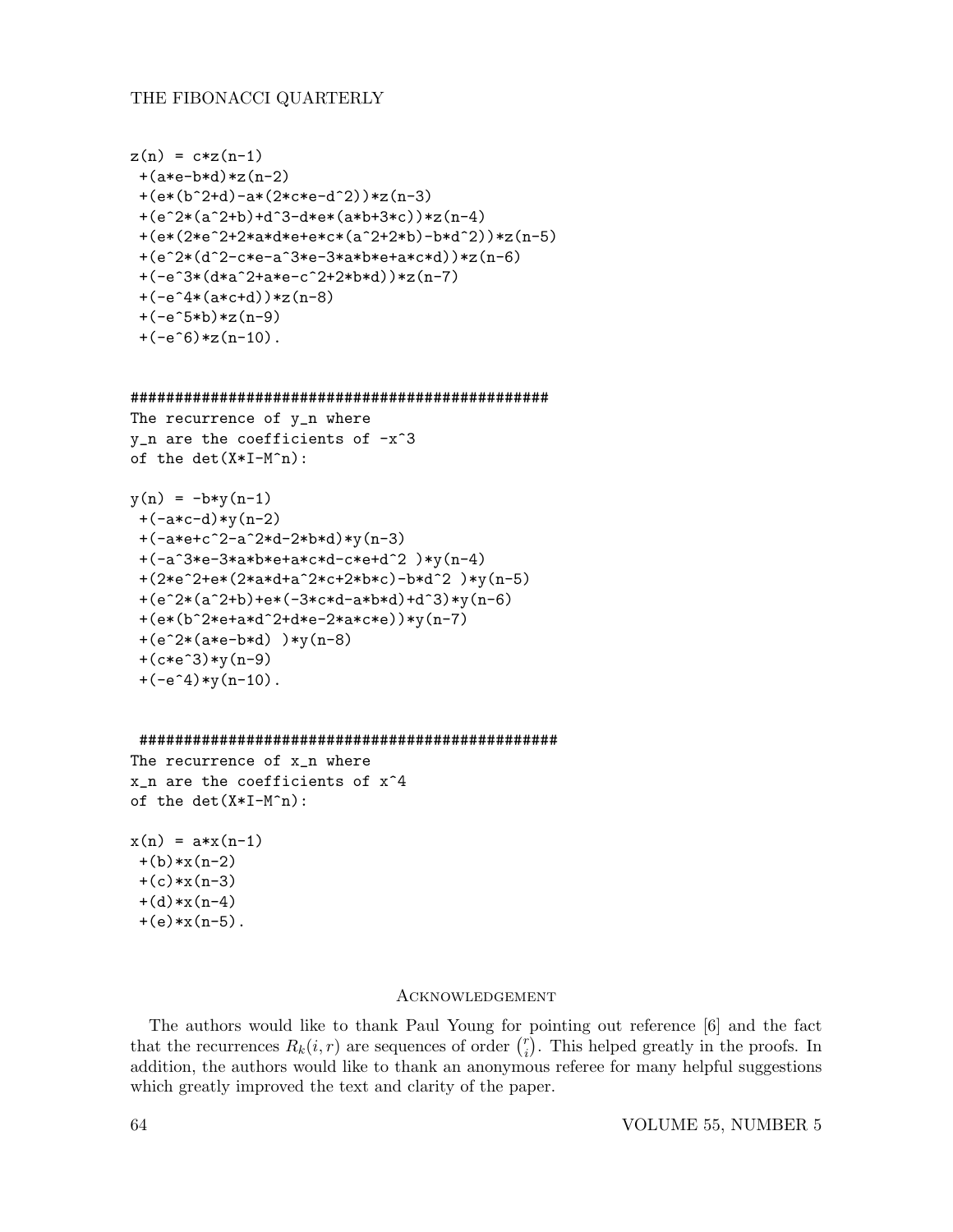```
z(n) = c*z(n-1)
 +(a*e-b*d)*z(n-2)
 +(e*(b^2+d)-a*(2*c*e-d^2))*z(n-3)
 +(e^2*(a^2+b)+d^3-d*e*(a*b+3*c))*z(n-4)
 +(e*(2*e^2+2*a*d*e+e*c*(a^2+2*b)-b*d^2))*z(n-5)
 +(e^2*(d^2-c*e-a^3*e-3*a*b*e+a*c*d))*z(n-6)
 +(-e^3*(d*a^2+a*e-c^2+2*b*d))*z(n-7)
 +(-e^4*(a*c+d))*z(n-8)
 +(-e^5*b)*z(n-9)
 +(-e^6)*z(n-10).


################################################
The recurrence of y_n where
y_n are the coefficients of -x^3
of the det(X*I-M^n):

y(n) = -b*y(n-1)
 +(-a*c-d)*y(n-2)
 +(-a*e+c^2-a^2*d-2*b*d)*y(n-3)
 +(-a^3*e-3*a*b*e+a*c*d-c*e+d^2 )*y(n-4)
 +(2*e^2+e*(2*a*d+a^2*c+2*b*c)-b*d^2 )*y(n-5)
 +(e^2*(a^2+b)+e*(-3*c*d-a*b*d)+d^3)*y(n-6)
 +(e*(b^2*e+a*d^2+d*e-2*a*c*e))*y(n-7)
 +(e^2*(a*e-b*d) )*y(n-8)
 +(c*e^3)*y(n-9)
 +(-e^4)*y(n-10).


 ################################################
The recurrence of x_n where
x_n are the coefficients of x^4
of the det(X*I-M^n):

x(n) = a*x(n-1)
 +(b)*x(n-2)
 +(c)*x(n-3)
 +(d)*x(n-4)
 +(e)*x(n-5).
```

## Acknowledgement

The authors would like to thank Paul Young for pointing out reference [6] and the fact that the recurrences $R_k(i, r)$ are sequences of order $\binom{r}{i}$. This helped greatly in the proofs. In addition, the authors would like to thank an anonymous referee for many helpful suggestions which greatly improved the text and clarity of the paper.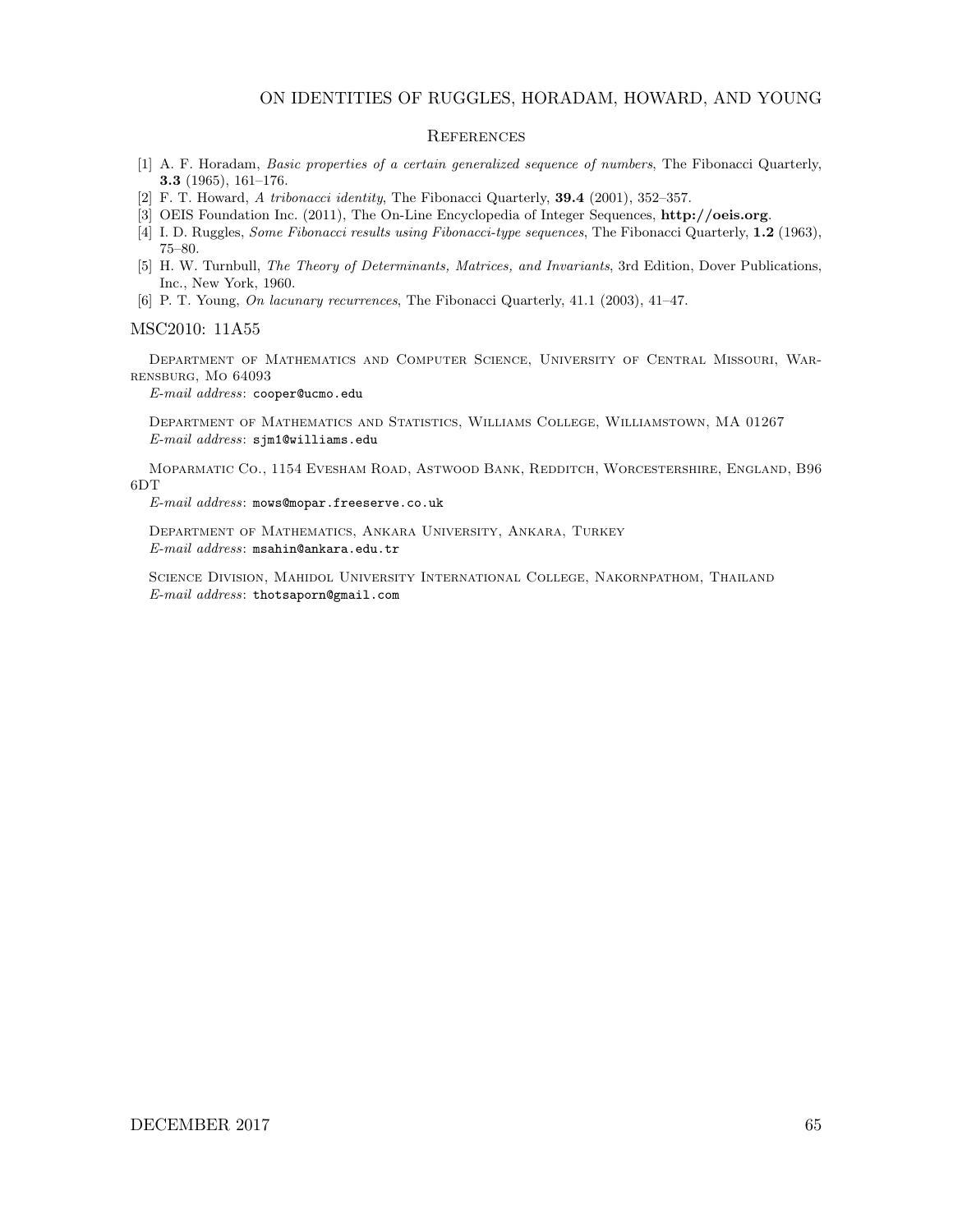## References

[1] A. F. Horadam, *Basic properties of a certain generalized sequence of numbers*, The Fibonacci Quarterly, **3.3** (1965), 161–176.

[2] F. T. Howard, *A tribonacci identity*, The Fibonacci Quarterly, **39.4** (2001), 352–357.

[3] OEIS Foundation Inc. (2011), The On-Line Encyclopedia of Integer Sequences, **http://oeis.org**.

[4] I. D. Ruggles, *Some Fibonacci results using Fibonacci-type sequences*, The Fibonacci Quarterly, **1.2** (1963), 75–80.

[5] H. W. Turnbull, *The Theory of Determinants, Matrices, and Invariants*, 3rd Edition, Dover Publications, Inc., New York, 1960.

[6] P. T. Young, *On lacunary recurrences*, The Fibonacci Quarterly, 41.1 (2003), 41–47.

MSC2010: 11A55

Department of Mathematics and Computer Science, University of Central Missouri, Warrensburg, Mo 64093
*E-mail address*: `cooper@ucmo.edu`

Department of Mathematics and Statistics, Williams College, Williamstown, MA 01267
*E-mail address*: `sjm1@williams.edu`

Moparmatic Co., 1154 Evesham Road, Astwood Bank, Redditch, Worcestershire, England, B96 6DT
*E-mail address*: `mows@mopar.freeserve.co.uk`

Department of Mathematics, Ankara University, Ankara, Turkey
*E-mail address*: `msahin@ankara.edu.tr`

Science Division, Mahidol University International College, Nakornpathom, Thailand
*E-mail address*: `thotsaporn@gmail.com`